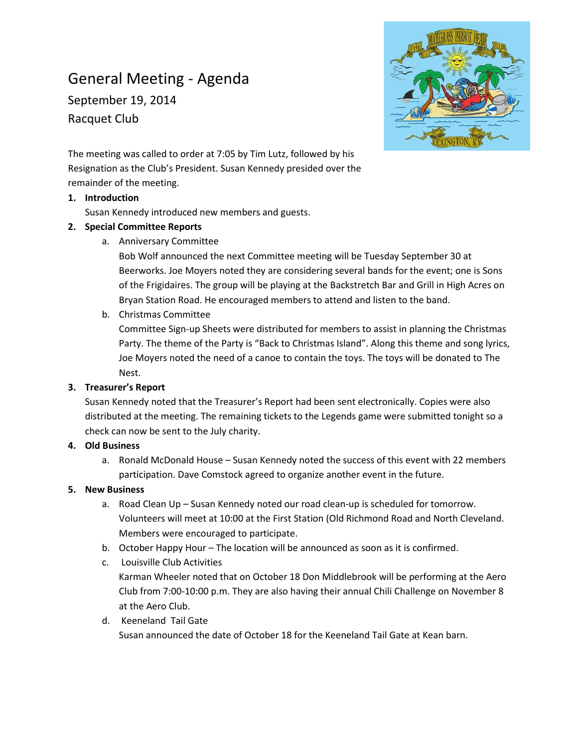# General Meeting - Agenda

September 19, 2014

Racquet Club

The meeting was called to order at 7:05 by Tim Lutz, followed by his Resignation as the Club's President. Susan Kennedy presided over the remainder of the meeting.

1. **Introduction**

   Susan Kennedy introduced new members and guests.

2. **Special Committee Reports**

   a. Anniversary Committee

      Bob Wolf announced the next Committee meeting will be Tuesday September 30 at Beerworks. Joe Moyers noted they are considering several bands for the event; one is Sons of the Frigidaires. The group will be playing at the Backstretch Bar and Grill in High Acres on Bryan Station Road. He encouraged members to attend and listen to the band.

   b. Christmas Committee

      Committee Sign-up Sheets were distributed for members to assist in planning the Christmas Party. The theme of the Party is "Back to Christmas Island". Along this theme and song lyrics, Joe Moyers noted the need of a canoe to contain the toys. The toys will be donated to The Nest.

3. **Treasurer's Report**

   Susan Kennedy noted that the Treasurer's Report had been sent electronically. Copies were also distributed at the meeting. The remaining tickets to the Legends game were submitted tonight so a check can now be sent to the July charity.

4. **Old Business**

   a. Ronald McDonald House – Susan Kennedy noted the success of this event with 22 members participation. Dave Comstock agreed to organize another event in the future.

5. **New Business**

   a. Road Clean Up – Susan Kennedy noted our road clean-up is scheduled for tomorrow. Volunteers will meet at 10:00 at the First Station (Old Richmond Road and North Cleveland. Members were encouraged to participate.

   b. October Happy Hour – The location will be announced as soon as it is confirmed.

   c. Louisville Club Activities

      Karman Wheeler noted that on October 18 Don Middlebrook will be performing at the Aero Club from 7:00-10:00 p.m. They are also having their annual Chili Challenge on November 8 at the Aero Club.

   d. Keeneland Tail Gate

      Susan announced the date of October 18 for the Keeneland Tail Gate at Kean barn.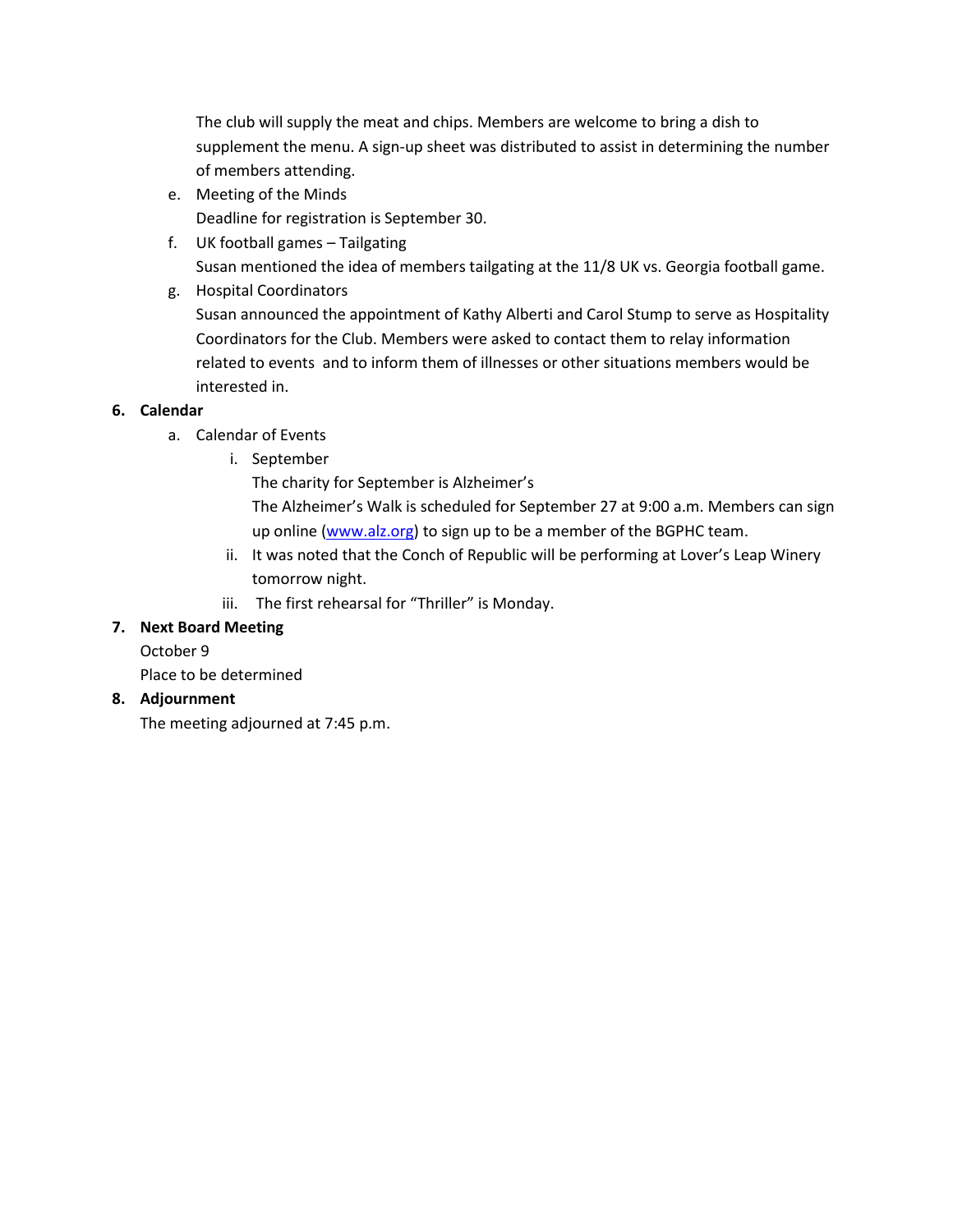The club will supply the meat and chips. Members are welcome to bring a dish to supplement the menu. A sign-up sheet was distributed to assist in determining the number of members attending.

e. Meeting of the Minds
   Deadline for registration is September 30.

f. UK football games – Tailgating
   Susan mentioned the idea of members tailgating at the 11/8 UK vs. Georgia football game.

g. Hospital Coordinators
   Susan announced the appointment of Kathy Alberti and Carol Stump to serve as Hospitality Coordinators for the Club. Members were asked to contact them to relay information related to events and to inform them of illnesses or other situations members would be interested in.

**6. Calendar**

a. Calendar of Events

   i. September
      The charity for September is Alzheimer's
      The Alzheimer's Walk is scheduled for September 27 at 9:00 a.m. Members can sign up online (www.alz.org) to sign up to be a member of the BGPHC team.

   ii. It was noted that the Conch of Republic will be performing at Lover's Leap Winery tomorrow night.

   iii. The first rehearsal for "Thriller" is Monday.

**7. Next Board Meeting**

October 9
Place to be determined

**8. Adjournment**

The meeting adjourned at 7:45 p.m.